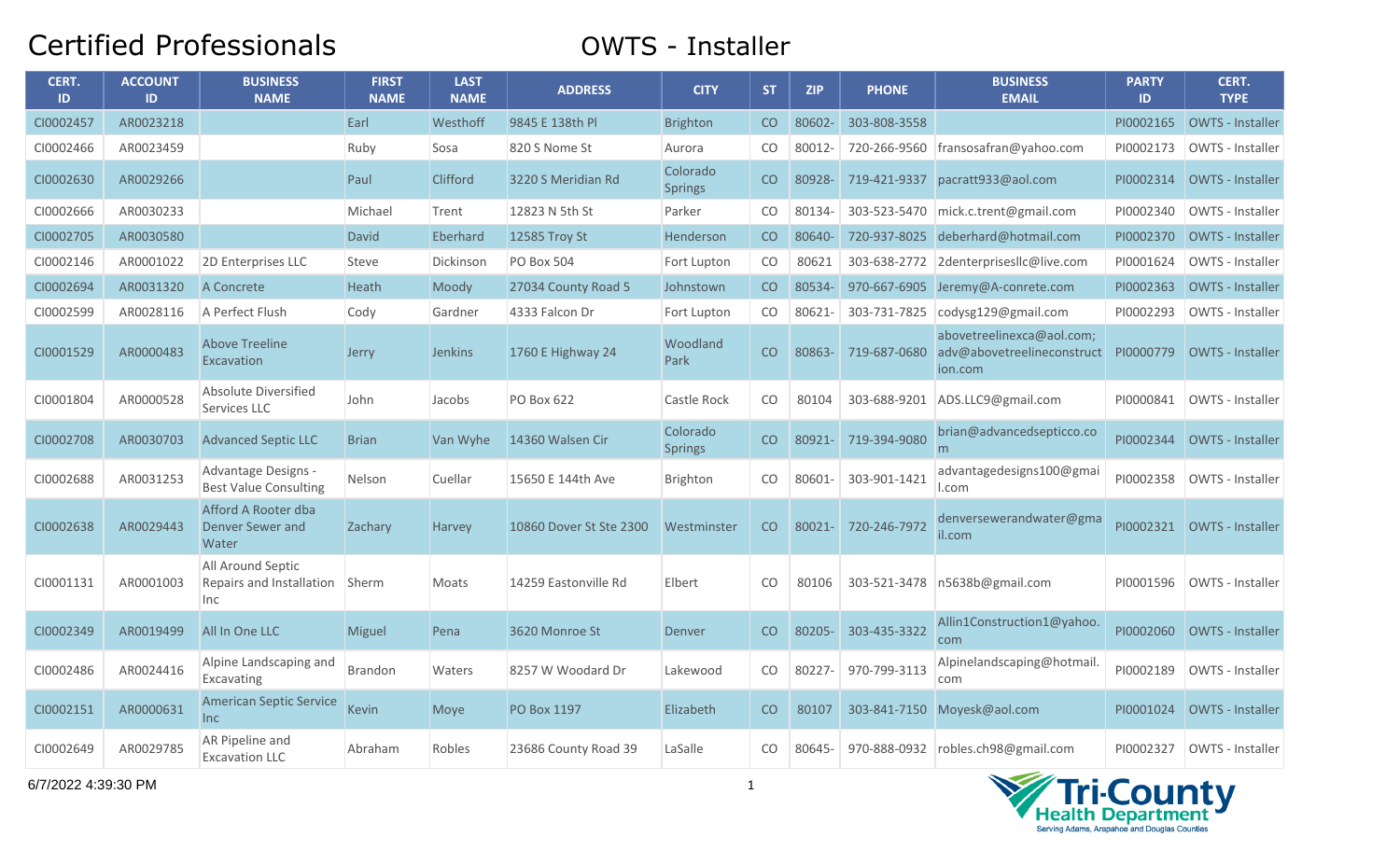# Certified Professionals

## OWTS - Installer

| CERT. ID | ACCOUNT ID | BUSINESS NAME | FIRST NAME | LAST NAME | ADDRESS | CITY | ST | ZIP | PHONE | BUSINESS EMAIL | PARTY ID | CERT. TYPE |
|---|---|---|---|---|---|---|---|---|---|---|---|---|
| CI0002457 | AR0023218 | | Earl | Westhoff | 9845 E 138th Pl | Brighton | CO | 80602- | 303-808-3558 | | PI0002165 | OWTS - Installer |
| CI0002466 | AR0023459 | | Ruby | Sosa | 820 S Nome St | Aurora | CO | 80012- | 720-266-9560 | fransosafran@yahoo.com | PI0002173 | OWTS - Installer |
| CI0002630 | AR0029266 | | Paul | Clifford | 3220 S Meridian Rd | Colorado Springs | CO | 80928- | 719-421-9337 | pacratt933@aol.com | PI0002314 | OWTS - Installer |
| CI0002666 | AR0030233 | | Michael | Trent | 12823 N 5th St | Parker | CO | 80134- | 303-523-5470 | mick.c.trent@gmail.com | PI0002340 | OWTS - Installer |
| CI0002705 | AR0030580 | | David | Eberhard | 12585 Troy St | Henderson | CO | 80640- | 720-937-8025 | deberhard@hotmail.com | PI0002370 | OWTS - Installer |
| CI0002146 | AR0001022 | 2D Enterprises LLC | Steve | Dickinson | PO Box 504 | Fort Lupton | CO | 80621 | 303-638-2772 | 2denterprisesllc@live.com | PI0001624 | OWTS - Installer |
| CI0002694 | AR0031320 | A Concrete | Heath | Moody | 27034 County Road 5 | Johnstown | CO | 80534- | 970-667-6905 | Jeremy@A-conrete.com | PI0002363 | OWTS - Installer |
| CI0002599 | AR0028116 | A Perfect Flush | Cody | Gardner | 4333 Falcon Dr | Fort Lupton | CO | 80621- | 303-731-7825 | codysg129@gmail.com | PI0002293 | OWTS - Installer |
| CI0001529 | AR0000483 | Above Treeline Excavation | Jerry | Jenkins | 1760 E Highway 24 | Woodland Park | CO | 80863- | 719-687-0680 | abovetreelinexca@aol.com; adv@abovetreelineconstruction.com | PI0000779 | OWTS - Installer |
| CI0001804 | AR0000528 | Absolute Diversified Services LLC | John | Jacobs | PO Box 622 | Castle Rock | CO | 80104 | 303-688-9201 | ADS.LLC9@gmail.com | PI0000841 | OWTS - Installer |
| CI0002708 | AR0030703 | Advanced Septic LLC | Brian | Van Wyhe | 14360 Walsen Cir | Colorado Springs | CO | 80921- | 719-394-9080 | brian@advancedsepticco.com | PI0002344 | OWTS - Installer |
| CI0002688 | AR0031253 | Advantage Designs - Best Value Consulting | Nelson | Cuellar | 15650 E 144th Ave | Brighton | CO | 80601- | 303-901-1421 | advantagedesigns100@gmail.com | PI0002358 | OWTS - Installer |
| CI0002638 | AR0029443 | Afford A Rooter dba Denver Sewer and Water | Zachary | Harvey | 10860 Dover St Ste 2300 | Westminster | CO | 80021- | 720-246-7972 | denversewerandwater@gmail.com | PI0002321 | OWTS - Installer |
| CI0001131 | AR0001003 | All Around Septic Repairs and Installation Inc | Sherm | Moats | 14259 Eastonville Rd | Elbert | CO | 80106 | 303-521-3478 | n5638b@gmail.com | PI0001596 | OWTS - Installer |
| CI0002349 | AR0019499 | All In One LLC | Miguel | Pena | 3620 Monroe St | Denver | CO | 80205- | 303-435-3322 | Allin1Construction1@yahoo.com | PI0002060 | OWTS - Installer |
| CI0002486 | AR0024416 | Alpine Landscaping and Excavating | Brandon | Waters | 8257 W Woodard Dr | Lakewood | CO | 80227- | 970-799-3113 | Alpinelandscaping@hotmail.com | PI0002189 | OWTS - Installer |
| CI0002151 | AR0000631 | American Septic Service Inc | Kevin | Moye | PO Box 1197 | Elizabeth | CO | 80107 | 303-841-7150 | Moyesk@aol.com | PI0001024 | OWTS - Installer |
| CI0002649 | AR0029785 | AR Pipeline and Excavation LLC | Abraham | Robles | 23686 County Road 39 | LaSalle | CO | 80645- | 970-888-0932 | robles.ch98@gmail.com | PI0002327 | OWTS - Installer |

6/7/2022 4:39:30 PM

Tri-County Health Department
Serving Adams, Arapahoe and Douglas Counties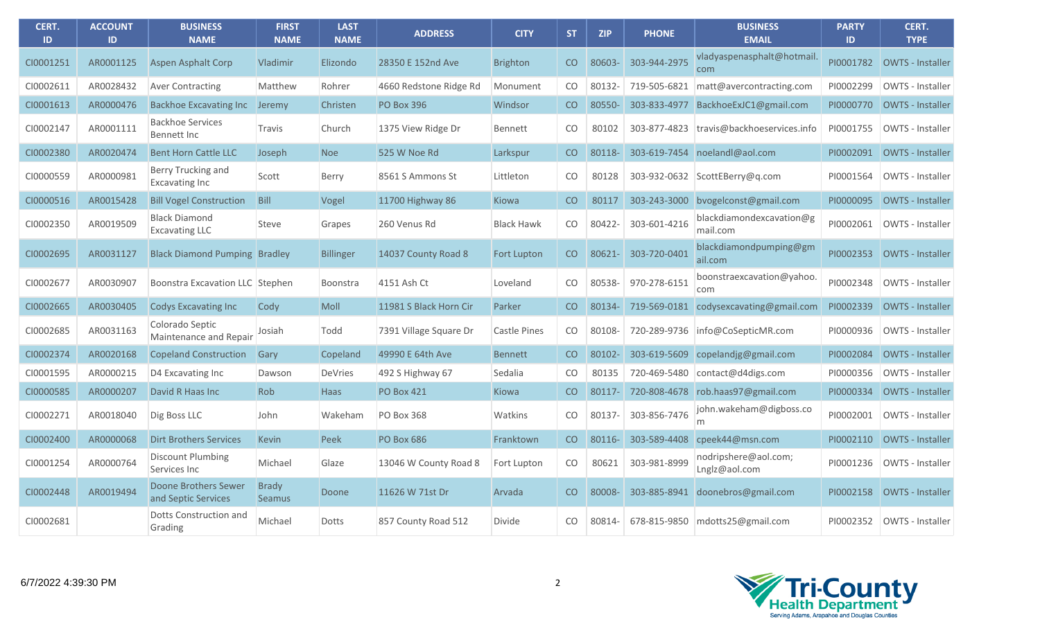| CERT. ID | ACCOUNT ID | BUSINESS NAME | FIRST NAME | LAST NAME | ADDRESS | CITY | ST | ZIP | PHONE | BUSINESS EMAIL | PARTY ID | CERT. TYPE |
|---|---|---|---|---|---|---|---|---|---|---|---|---|
| CI0001251 | AR0001125 | Aspen Asphalt Corp | Vladimir | Elizondo | 28350 E 152nd Ave | Brighton | CO | 80603- | 303-944-2975 | vladyaspenasphalt@hotmail.com | PI0001782 | OWTS - Installer |
| CI0002611 | AR0028432 | Aver Contracting | Matthew | Rohrer | 4660 Redstone Ridge Rd | Monument | CO | 80132- | 719-505-6821 | matt@avercontracting.com | PI0002299 | OWTS - Installer |
| CI0001613 | AR0000476 | Backhoe Excavating Inc | Jeremy | Christen | PO Box 396 | Windsor | CO | 80550- | 303-833-4977 | BackhoeExJC1@gmail.com | PI0000770 | OWTS - Installer |
| CI0002147 | AR0001111 | Backhoe Services Bennett Inc | Travis | Church | 1375 View Ridge Dr | Bennett | CO | 80102 | 303-877-4823 | travis@backhoeservices.info | PI0001755 | OWTS - Installer |
| CI0002380 | AR0020474 | Bent Horn Cattle LLC | Joseph | Noe | 525 W Noe Rd | Larkspur | CO | 80118- | 303-619-7454 | noelandl@aol.com | PI0002091 | OWTS - Installer |
| CI0000559 | AR0000981 | Berry Trucking and Excavating Inc | Scott | Berry | 8561 S Ammons St | Littleton | CO | 80128 | 303-932-0632 | ScottEBerry@q.com | PI0001564 | OWTS - Installer |
| CI0000516 | AR0015428 | Bill Vogel Construction | Bill | Vogel | 11700 Highway 86 | Kiowa | CO | 80117 | 303-243-3000 | bvogelconst@gmail.com | PI0000095 | OWTS - Installer |
| CI0002350 | AR0019509 | Black Diamond Excavating LLC | Steve | Grapes | 260 Venus Rd | Black Hawk | CO | 80422- | 303-601-4216 | blackdiamondexcavation@gmail.com | PI0002061 | OWTS - Installer |
| CI0002695 | AR0031127 | Black Diamond Pumping | Bradley | Billinger | 14037 County Road 8 | Fort Lupton | CO | 80621- | 303-720-0401 | blackdiamondpumping@gmail.com | PI0002353 | OWTS - Installer |
| CI0002677 | AR0030907 | Boonstra Excavation LLC | Stephen | Boonstra | 4151 Ash Ct | Loveland | CO | 80538- | 970-278-6151 | boonstraexcavation@yahoo.com | PI0002348 | OWTS - Installer |
| CI0002665 | AR0030405 | Codys Excavating Inc | Cody | Moll | 11981 S Black Horn Cir | Parker | CO | 80134- | 719-569-0181 | codysexcavating@gmail.com | PI0002339 | OWTS - Installer |
| CI0002685 | AR0031163 | Colorado Septic Maintenance and Repair | Josiah | Todd | 7391 Village Square Dr | Castle Pines | CO | 80108- | 720-289-9736 | info@CoSepticMR.com | PI0000936 | OWTS - Installer |
| CI0002374 | AR0020168 | Copeland Construction | Gary | Copeland | 49990 E 64th Ave | Bennett | CO | 80102- | 303-619-5609 | copelandjg@gmail.com | PI0002084 | OWTS - Installer |
| CI0001595 | AR0000215 | D4 Excavating Inc | Dawson | DeVries | 492 S Highway 67 | Sedalia | CO | 80135 | 720-469-5480 | contact@d4digs.com | PI0000356 | OWTS - Installer |
| CI0000585 | AR0000207 | David R Haas Inc | Rob | Haas | PO Box 421 | Kiowa | CO | 80117- | 720-808-4678 | rob.haas97@gmail.com | PI0000334 | OWTS - Installer |
| CI0002271 | AR0018040 | Dig Boss LLC | John | Wakeham | PO Box 368 | Watkins | CO | 80137- | 303-856-7476 | john.wakeham@digboss.com | PI0002001 | OWTS - Installer |
| CI0002400 | AR0000068 | Dirt Brothers Services | Kevin | Peek | PO Box 686 | Franktown | CO | 80116- | 303-589-4408 | cpeek44@msn.com | PI0002110 | OWTS - Installer |
| CI0001254 | AR0000764 | Discount Plumbing Services Inc | Michael | Glaze | 13046 W County Road 8 | Fort Lupton | CO | 80621 | 303-981-8999 | nodripshere@aol.com; Lnglz@aol.com | PI0001236 | OWTS - Installer |
| CI0002448 | AR0019494 | Doone Brothers Sewer and Septic Services | Brady Seamus | Doone | 11626 W 71st Dr | Arvada | CO | 80008- | 303-885-8941 | doonebros@gmail.com | PI0002158 | OWTS - Installer |
| CI0002681 | | Dotts Construction and Grading | Michael | Dotts | 857 County Road 512 | Divide | CO | 80814- | 678-815-9850 | mdotts25@gmail.com | PI0002352 | OWTS - Installer |

6/7/2022 4:39:30 PM

Tri-County Health Department
Serving Adams, Arapahoe and Douglas Counties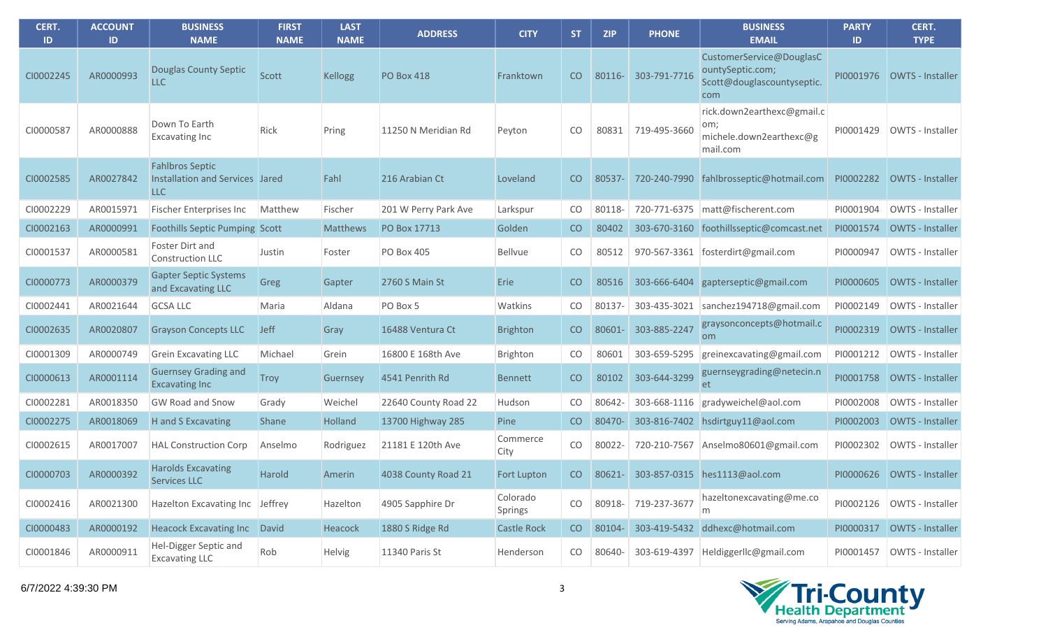| CERT. ID | ACCOUNT ID | BUSINESS NAME | FIRST NAME | LAST NAME | ADDRESS | CITY | ST | ZIP | PHONE | BUSINESS EMAIL | PARTY ID | CERT. TYPE |
|---|---|---|---|---|---|---|---|---|---|---|---|---|
| CI0002245 | AR0000993 | Douglas County Septic LLC | Scott | Kellogg | PO Box 418 | Franktown | CO | 80116- | 303-791-7716 | CustomerService@DouglasCountySeptic.com; Scott@douglascountyseptic.com | PI0001976 | OWTS - Installer |
| CI0000587 | AR0000888 | Down To Earth Excavating Inc | Rick | Pring | 11250 N Meridian Rd | Peyton | CO | 80831 | 719-495-3660 | rick.down2earthexc@gmail.com; michele.down2earthexc@gmail.com | PI0001429 | OWTS - Installer |
| CI0002585 | AR0027842 | Fahlbros Septic Installation and Services LLC | Jared | Fahl | 216 Arabian Ct | Loveland | CO | 80537- | 720-240-7990 | fahlbrosseptic@hotmail.com | PI0002282 | OWTS - Installer |
| CI0002229 | AR0015971 | Fischer Enterprises Inc | Matthew | Fischer | 201 W Perry Park Ave | Larkspur | CO | 80118- | 720-771-6375 | matt@fischerent.com | PI0001904 | OWTS - Installer |
| CI0002163 | AR0000991 | Foothills Septic Pumping | Scott | Matthews | PO Box 17713 | Golden | CO | 80402 | 303-670-3160 | foothillsseptic@comcast.net | PI0001574 | OWTS - Installer |
| CI0001537 | AR0000581 | Foster Dirt and Construction LLC | Justin | Foster | PO Box 405 | Bellvue | CO | 80512 | 970-567-3361 | fosterdirt@gmail.com | PI0000947 | OWTS - Installer |
| CI0000773 | AR0000379 | Gapter Septic Systems and Excavating LLC | Greg | Gapter | 2760 S Main St | Erie | CO | 80516 | 303-666-6404 | gapterseptic@gmail.com | PI0000605 | OWTS - Installer |
| CI0002441 | AR0021644 | GCSA LLC | Maria | Aldana | PO Box 5 | Watkins | CO | 80137- | 303-435-3021 | sanchez194718@gmail.com | PI0002149 | OWTS - Installer |
| CI0002635 | AR0020807 | Grayson Concepts LLC | Jeff | Gray | 16488 Ventura Ct | Brighton | CO | 80601- | 303-885-2247 | graysonconcepts@hotmail.com | PI0002319 | OWTS - Installer |
| CI0001309 | AR0000749 | Grein Excavating LLC | Michael | Grein | 16800 E 168th Ave | Brighton | CO | 80601 | 303-659-5295 | greinexcavating@gmail.com | PI0001212 | OWTS - Installer |
| CI0000613 | AR0001114 | Guernsey Grading and Excavating Inc | Troy | Guernsey | 4541 Penrith Rd | Bennett | CO | 80102 | 303-644-3299 | guernseygrading@netecin.net | PI0001758 | OWTS - Installer |
| CI0002281 | AR0018350 | GW Road and Snow | Grady | Weichel | 22640 County Road 22 | Hudson | CO | 80642- | 303-668-1116 | gradyweichel@aol.com | PI0002008 | OWTS - Installer |
| CI0002275 | AR0018069 | H and S Excavating | Shane | Holland | 13700 Highway 285 | Pine | CO | 80470- | 303-816-7402 | hsdirtguy11@aol.com | PI0002003 | OWTS - Installer |
| CI0002615 | AR0017007 | HAL Construction Corp | Anselmo | Rodriguez | 21181 E 120th Ave | Commerce City | CO | 80022- | 720-210-7567 | Anselmo80601@gmail.com | PI0002302 | OWTS - Installer |
| CI0000703 | AR0000392 | Harolds Excavating Services LLC | Harold | Amerin | 4038 County Road 21 | Fort Lupton | CO | 80621- | 303-857-0315 | hes1113@aol.com | PI0000626 | OWTS - Installer |
| CI0002416 | AR0021300 | Hazelton Excavating Inc | Jeffrey | Hazelton | 4905 Sapphire Dr | Colorado Springs | CO | 80918- | 719-237-3677 | hazeltonexcavating@me.com | PI0002126 | OWTS - Installer |
| CI0000483 | AR0000192 | Heacock Excavating Inc | David | Heacock | 1880 S Ridge Rd | Castle Rock | CO | 80104- | 303-419-5432 | ddhexc@hotmail.com | PI0000317 | OWTS - Installer |
| CI0001846 | AR0000911 | Hel-Digger Septic and Excavating LLC | Rob | Helvig | 11340 Paris St | Henderson | CO | 80640- | 303-619-4397 | Heldiggerllc@gmail.com | PI0001457 | OWTS - Installer |

6/7/2022 4:39:30 PM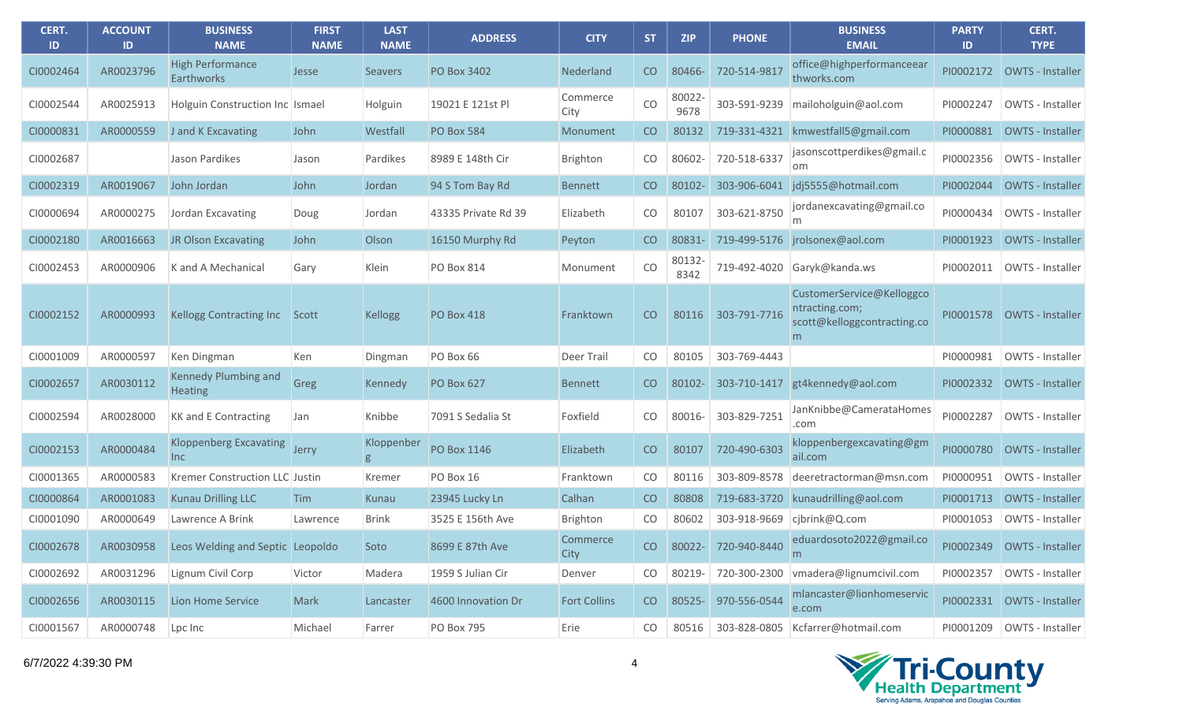| CERT. ID | ACCOUNT ID | BUSINESS NAME | FIRST NAME | LAST NAME | ADDRESS | CITY | ST | ZIP | PHONE | BUSINESS EMAIL | PARTY ID | CERT. TYPE |
|---|---|---|---|---|---|---|---|---|---|---|---|---|
| CI0002464 | AR0023796 | High Performance Earthworks | Jesse | Seavers | PO Box 3402 | Nederland | CO | 80466- | 720-514-9817 | office@highperformanceearthworks.com | PI0002172 | OWTS - Installer |
| CI0002544 | AR0025913 | Holguin Construction Inc | Ismael | Holguin | 19021 E 121st Pl | Commerce City | CO | 80022-9678 | 303-591-9239 | mailoholguin@aol.com | PI0002247 | OWTS - Installer |
| CI0000831 | AR0000559 | J and K Excavating | John | Westfall | PO Box 584 | Monument | CO | 80132 | 719-331-4321 | kmwestfall5@gmail.com | PI0000881 | OWTS - Installer |
| CI0002687 | | Jason Pardikes | Jason | Pardikes | 8989 E 148th Cir | Brighton | CO | 80602- | 720-518-6337 | jasonscottperdikes@gmail.com | PI0002356 | OWTS - Installer |
| CI0002319 | AR0019067 | John Jordan | John | Jordan | 94 S Tom Bay Rd | Bennett | CO | 80102- | 303-906-6041 | jdj5555@hotmail.com | PI0002044 | OWTS - Installer |
| CI0000694 | AR0000275 | Jordan Excavating | Doug | Jordan | 43335 Private Rd 39 | Elizabeth | CO | 80107 | 303-621-8750 | jordanexcavating@gmail.com | PI0000434 | OWTS - Installer |
| CI0002180 | AR0016663 | JR Olson Excavating | John | Olson | 16150 Murphy Rd | Peyton | CO | 80831- | 719-499-5176 | jrolsonex@aol.com | PI0001923 | OWTS - Installer |
| CI0002453 | AR0000906 | K and A Mechanical | Gary | Klein | PO Box 814 | Monument | CO | 80132-8342 | 719-492-4020 | Garyk@kanda.ws | PI0002011 | OWTS - Installer |
| CI0002152 | AR0000993 | Kellogg Contracting Inc | Scott | Kellogg | PO Box 418 | Franktown | CO | 80116 | 303-791-7716 | CustomerService@Kelloggcontracting.com; scott@kelloggcontracting.com | PI0001578 | OWTS - Installer |
| CI0001009 | AR0000597 | Ken Dingman | Ken | Dingman | PO Box 66 | Deer Trail | CO | 80105 | 303-769-4443 | | PI0000981 | OWTS - Installer |
| CI0002657 | AR0030112 | Kennedy Plumbing and Heating | Greg | Kennedy | PO Box 627 | Bennett | CO | 80102- | 303-710-1417 | gt4kennedy@aol.com | PI0002332 | OWTS - Installer |
| CI0002594 | AR0028000 | KK and E Contracting | Jan | Knibbe | 7091 S Sedalia St | Foxfield | CO | 80016- | 303-829-7251 | JanKnibbe@CamerataHomes.com | PI0002287 | OWTS - Installer |
| CI0002153 | AR0000484 | Kloppenberg Excavating Inc | Jerry | Kloppenberg | PO Box 1146 | Elizabeth | CO | 80107 | 720-490-6303 | kloppenbergexcavating@gmail.com | PI0000780 | OWTS - Installer |
| CI0001365 | AR0000583 | Kremer Construction LLC | Justin | Kremer | PO Box 16 | Franktown | CO | 80116 | 303-809-8578 | deeretractorman@msn.com | PI0000951 | OWTS - Installer |
| CI0000864 | AR0001083 | Kunau Drilling LLC | Tim | Kunau | 23945 Lucky Ln | Calhan | CO | 80808 | 719-683-3720 | kunaudrilling@aol.com | PI0001713 | OWTS - Installer |
| CI0001090 | AR0000649 | Lawrence A Brink | Lawrence | Brink | 3525 E 156th Ave | Brighton | CO | 80602 | 303-918-9669 | cjbrink@Q.com | PI0001053 | OWTS - Installer |
| CI0002678 | AR0030958 | Leos Welding and Septic | Leopoldo | Soto | 8699 E 87th Ave | Commerce City | CO | 80022- | 720-940-8440 | eduardosoto2022@gmail.com | PI0002349 | OWTS - Installer |
| CI0002692 | AR0031296 | Lignum Civil Corp | Victor | Madera | 1959 S Julian Cir | Denver | CO | 80219- | 720-300-2300 | vmadera@lignumcivil.com | PI0002357 | OWTS - Installer |
| CI0002656 | AR0030115 | Lion Home Service | Mark | Lancaster | 4600 Innovation Dr | Fort Collins | CO | 80525- | 970-556-0544 | mlancaster@lionhomeservice.com | PI0002331 | OWTS - Installer |
| CI0001567 | AR0000748 | Lpc Inc | Michael | Farrer | PO Box 795 | Erie | CO | 80516 | 303-828-0805 | Kcfarrer@hotmail.com | PI0001209 | OWTS - Installer |

6/7/2022 4:39:30 PM

Tri-County Health Department
Serving Adams, Arapahoe and Douglas Counties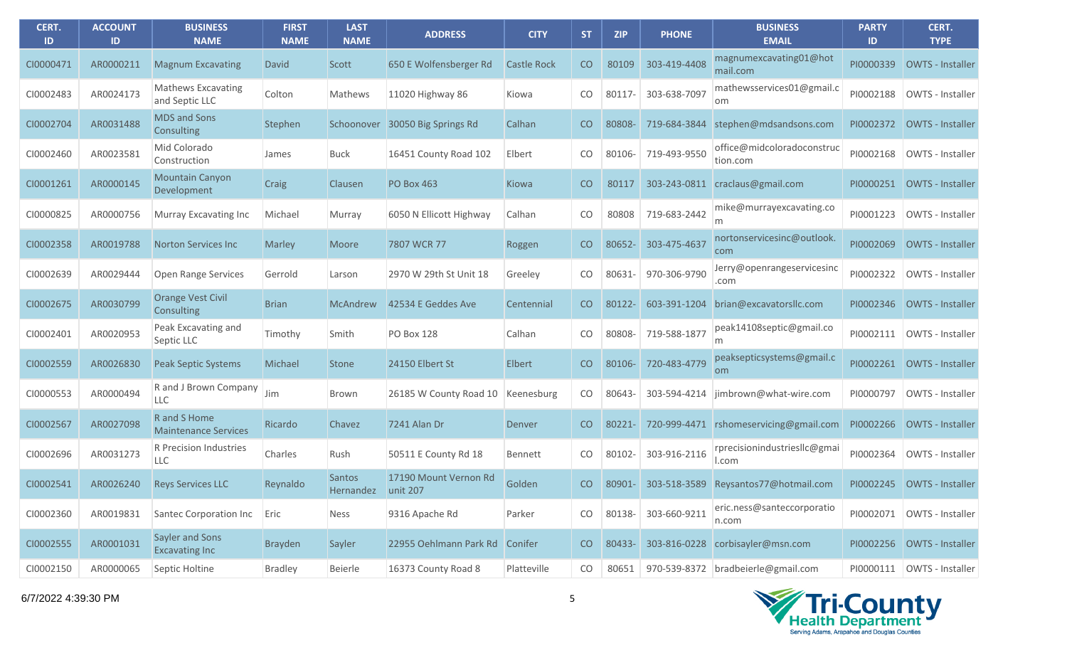| CERT. ID | ACCOUNT ID | BUSINESS NAME | FIRST NAME | LAST NAME | ADDRESS | CITY | ST | ZIP | PHONE | BUSINESS EMAIL | PARTY ID | CERT. TYPE |
|---|---|---|---|---|---|---|---|---|---|---|---|---|
| CI0000471 | AR0000211 | Magnum Excavating | David | Scott | 650 E Wolfensberger Rd | Castle Rock | CO | 80109 | 303-419-4408 | magnumexcavating01@hotmail.com | PI0000339 | OWTS - Installer |
| CI0002483 | AR0024173 | Mathews Excavating and Septic LLC | Colton | Mathews | 11020 Highway 86 | Kiowa | CO | 80117- | 303-638-7097 | mathewsservices01@gmail.com | PI0002188 | OWTS - Installer |
| CI0002704 | AR0031488 | MDS and Sons Consulting | Stephen | Schoonover | 30050 Big Springs Rd | Calhan | CO | 80808- | 719-684-3844 | stephen@mdsandsons.com | PI0002372 | OWTS - Installer |
| CI0002460 | AR0023581 | Mid Colorado Construction | James | Buck | 16451 County Road 102 | Elbert | CO | 80106- | 719-493-9550 | office@midcoloradoconstruction.com | PI0002168 | OWTS - Installer |
| CI0001261 | AR0000145 | Mountain Canyon Development | Craig | Clausen | PO Box 463 | Kiowa | CO | 80117 | 303-243-0811 | craclaus@gmail.com | PI0000251 | OWTS - Installer |
| CI0000825 | AR0000756 | Murray Excavating Inc | Michael | Murray | 6050 N Ellicott Highway | Calhan | CO | 80808 | 719-683-2442 | mike@murrayexcavating.com | PI0001223 | OWTS - Installer |
| CI0002358 | AR0019788 | Norton Services Inc | Marley | Moore | 7807 WCR 77 | Roggen | CO | 80652- | 303-475-4637 | nortonservicesinc@outlook.com | PI0002069 | OWTS - Installer |
| CI0002639 | AR0029444 | Open Range Services | Gerrold | Larson | 2970 W 29th St Unit 18 | Greeley | CO | 80631- | 970-306-9790 | Jerry@openrangeservicesinc.com | PI0002322 | OWTS - Installer |
| CI0002675 | AR0030799 | Orange Vest Civil Consulting | Brian | McAndrew | 42534 E Geddes Ave | Centennial | CO | 80122- | 603-391-1204 | brian@excavatorsllc.com | PI0002346 | OWTS - Installer |
| CI0002401 | AR0020953 | Peak Excavating and Septic LLC | Timothy | Smith | PO Box 128 | Calhan | CO | 80808- | 719-588-1877 | peak14108septic@gmail.com | PI0002111 | OWTS - Installer |
| CI0002559 | AR0026830 | Peak Septic Systems | Michael | Stone | 24150 Elbert St | Elbert | CO | 80106- | 720-483-4779 | peaksepticsystems@gmail.com | PI0002261 | OWTS - Installer |
| CI0000553 | AR0000494 | R and J Brown Company LLC | Jim | Brown | 26185 W County Road 10 | Keenesburg | CO | 80643- | 303-594-4214 | jimbrown@what-wire.com | PI0000797 | OWTS - Installer |
| CI0002567 | AR0027098 | R and S Home Maintenance Services | Ricardo | Chavez | 7241 Alan Dr | Denver | CO | 80221- | 720-999-4471 | rshomeservicing@gmail.com | PI0002266 | OWTS - Installer |
| CI0002696 | AR0031273 | R Precision Industries LLC | Charles | Rush | 50511 E County Rd 18 | Bennett | CO | 80102- | 303-916-2116 | rprecisionindustriesllc@gmail.com | PI0002364 | OWTS - Installer |
| CI0002541 | AR0026240 | Reys Services LLC | Reynaldo | Santos Hernandez | 17190 Mount Vernon Rd unit 207 | Golden | CO | 80901- | 303-518-3589 | Reysantos77@hotmail.com | PI0002245 | OWTS - Installer |
| CI0002360 | AR0019831 | Santec Corporation Inc | Eric | Ness | 9316 Apache Rd | Parker | CO | 80138- | 303-660-9211 | eric.ness@santeccorporation.com | PI0002071 | OWTS - Installer |
| CI0002555 | AR0001031 | Sayler and Sons Excavating Inc | Brayden | Sayler | 22955 Oehlmann Park Rd | Conifer | CO | 80433- | 303-816-0228 | corbisayler@msn.com | PI0002256 | OWTS - Installer |
| CI0002150 | AR0000065 | Septic Holtine | Bradley | Beierle | 16373 County Road 8 | Platteville | CO | 80651 | 970-539-8372 | bradbeierle@gmail.com | PI0000111 | OWTS - Installer |

6/7/2022 4:39:30 PM

Tri-County Health Department
Serving Adams, Arapahoe and Douglas Counties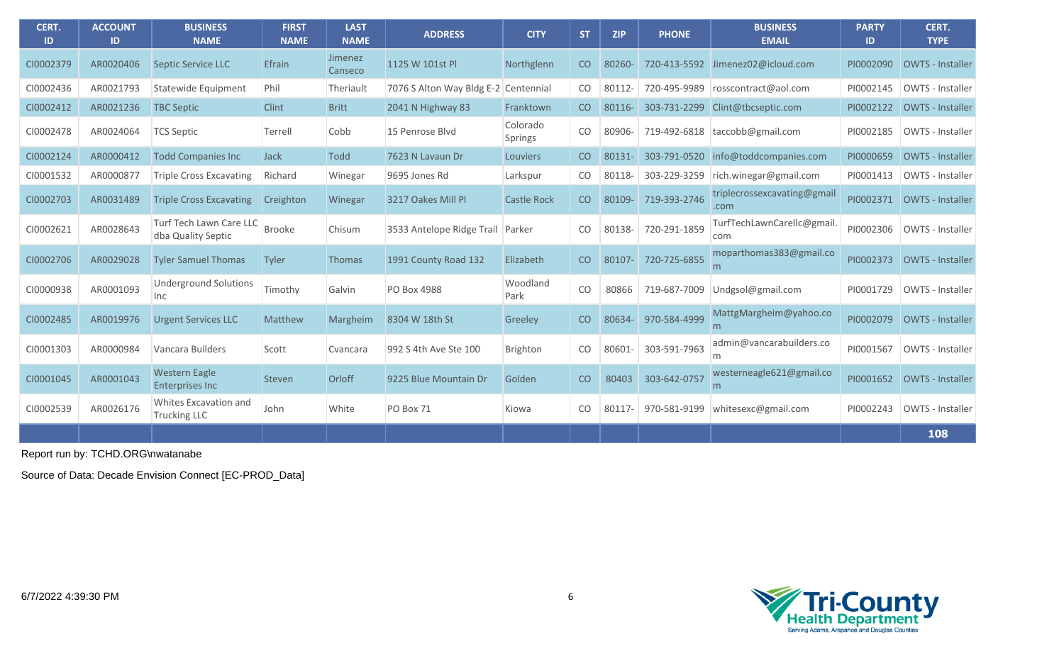| CERT. ID | ACCOUNT ID | BUSINESS NAME | FIRST NAME | LAST NAME | ADDRESS | CITY | ST | ZIP | PHONE | BUSINESS EMAIL | PARTY ID | CERT. TYPE |
|---|---|---|---|---|---|---|---|---|---|---|---|---|
| CI0002379 | AR0020406 | Septic Service LLC | Efrain | Jimenez Canseco | 1125 W 101st Pl | Northglenn | CO | 80260- | 720-413-5592 | Jimenez02@icloud.com | PI0002090 | OWTS - Installer |
| CI0002436 | AR0021793 | Statewide Equipment | Phil | Theriault | 7076 S Alton Way Bldg E-2 | Centennial | CO | 80112- | 720-495-9989 | rosscontract@aol.com | PI0002145 | OWTS - Installer |
| CI0002412 | AR0021236 | TBC Septic | Clint | Britt | 2041 N Highway 83 | Franktown | CO | 80116- | 303-731-2299 | Clint@tbcseptic.com | PI0002122 | OWTS - Installer |
| CI0002478 | AR0024064 | TCS Septic | Terrell | Cobb | 15 Penrose Blvd | Colorado Springs | CO | 80906- | 719-492-6818 | taccobb@gmail.com | PI0002185 | OWTS - Installer |
| CI0002124 | AR0000412 | Todd Companies Inc | Jack | Todd | 7623 N Lavaun Dr | Louviers | CO | 80131- | 303-791-0520 | info@toddcompanies.com | PI0000659 | OWTS - Installer |
| CI0001532 | AR0000877 | Triple Cross Excavating | Richard | Winegar | 9695 Jones Rd | Larkspur | CO | 80118- | 303-229-3259 | rich.winegar@gmail.com | PI0001413 | OWTS - Installer |
| CI0002703 | AR0031489 | Triple Cross Excavating | Creighton | Winegar | 3217 Oakes Mill Pl | Castle Rock | CO | 80109- | 719-393-2746 | triplecrossexcavating@gmail.com | PI0002371 | OWTS - Installer |
| CI0002621 | AR0028643 | Turf Tech Lawn Care LLC dba Quality Septic | Brooke | Chisum | 3533 Antelope Ridge Trail | Parker | CO | 80138- | 720-291-1859 | TurfTechLawnCarellc@gmail.com | PI0002306 | OWTS - Installer |
| CI0002706 | AR0029028 | Tyler Samuel Thomas | Tyler | Thomas | 1991 County Road 132 | Elizabeth | CO | 80107- | 720-725-6855 | moparthomas383@gmail.com | PI0002373 | OWTS - Installer |
| CI0000938 | AR0001093 | Underground Solutions Inc | Timothy | Galvin | PO Box 4988 | Woodland Park | CO | 80866 | 719-687-7009 | Undgsol@gmail.com | PI0001729 | OWTS - Installer |
| CI0002485 | AR0019976 | Urgent Services LLC | Matthew | Margheim | 8304 W 18th St | Greeley | CO | 80634- | 970-584-4999 | MattgMargheim@yahoo.com | PI0002079 | OWTS - Installer |
| CI0001303 | AR0000984 | Vancara Builders | Scott | Cvancara | 992 S 4th Ave Ste 100 | Brighton | CO | 80601- | 303-591-7963 | admin@vancarabuilders.com | PI0001567 | OWTS - Installer |
| CI0001045 | AR0001043 | Western Eagle Enterprises Inc | Steven | Orloff | 9225 Blue Mountain Dr | Golden | CO | 80403 | 303-642-0757 | westerneagle621@gmail.com | PI0001652 | OWTS - Installer |
| CI0002539 | AR0026176 | Whites Excavation and Trucking LLC | John | White | PO Box 71 | Kiowa | CO | 80117- | 970-581-9199 | whitesexc@gmail.com | PI0002243 | OWTS - Installer |
| | | | | | | | | | | | | 108 |

Report run by: TCHD.ORG\nwatanabe

Source of Data: Decade Envision Connect [EC-PROD_Data]

6/7/2022 4:39:30 PM

Tri-County Health Department
Serving Adams, Arapahoe and Douglas Counties